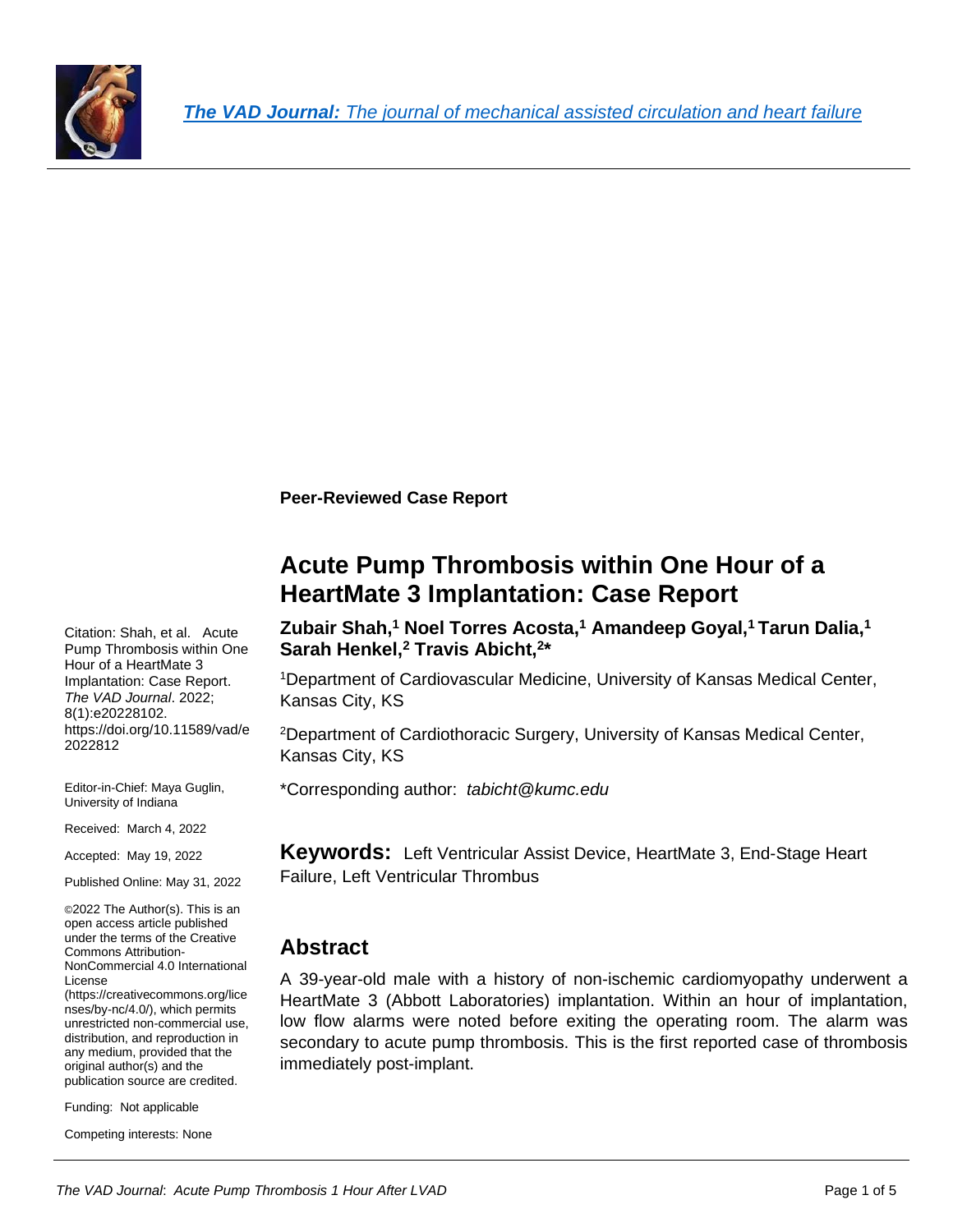**Peer-Reviewed Case Report**

# Acute Pump Thrombosis within One Hour of a HeartMate 3 Implantation: Case Report

**Zubair Shah,[1] Noel Torres Acosta,[1] Amandeep Goyal,[1] Tarun Dalia,[1] Sarah Henkel,[2] Travis Abicht,[2]***

[1]Department of Cardiovascular Medicine, University of Kansas Medical Center, Kansas City, KS

[2]Department of Cardiothoracic Surgery, University of Kansas Medical Center, Kansas City, KS

*Corresponding author: *tabicht@kumc.edu*

Citation: Shah, et al. Acute Pump Thrombosis within One Hour of a HeartMate 3 Implantation: Case Report. *The VAD Journal*. 2022; 8(1):e20228102. https://doi.org/10.11589/vad/e2022812

Editor-in-Chief: Maya Guglin, University of Indiana

Received: March 4, 2022

Accepted: May 19, 2022

Published Online: May 31, 2022

©2022 The Author(s). This is an open access article published under the terms of the Creative Commons Attribution-NonCommercial 4.0 International License (https://creativecommons.org/licenses/by-nc/4.0/), which permits unrestricted non-commercial use, distribution, and reproduction in any medium, provided that the original author(s) and the publication source are credited.

Funding: Not applicable

Competing interests: None

**Keywords:** Left Ventricular Assist Device, HeartMate 3, End-Stage Heart Failure, Left Ventricular Thrombus

## Abstract

A 39-year-old male with a history of non-ischemic cardiomyopathy underwent a HeartMate 3 (Abbott Laboratories) implantation. Within an hour of implantation, low flow alarms were noted before exiting the operating room. The alarm was secondary to acute pump thrombosis. This is the first reported case of thrombosis immediately post-implant.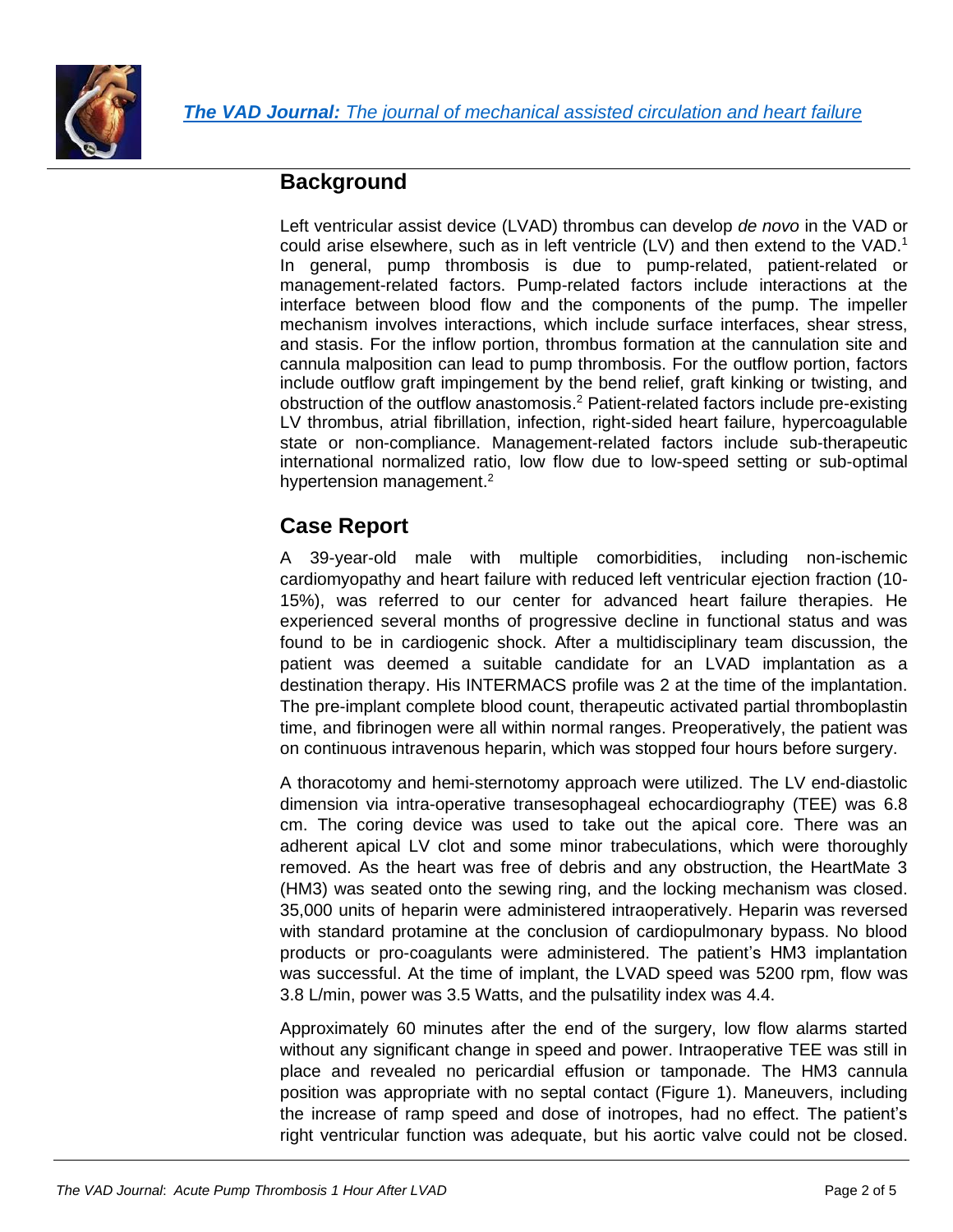## Background

Left ventricular assist device (LVAD) thrombus can develop *de novo* in the VAD or could arise elsewhere, such as in left ventricle (LV) and then extend to the VAD.[1] In general, pump thrombosis is due to pump-related, patient-related or management-related factors. Pump-related factors include interactions at the interface between blood flow and the components of the pump. The impeller mechanism involves interactions, which include surface interfaces, shear stress, and stasis. For the inflow portion, thrombus formation at the cannulation site and cannula malposition can lead to pump thrombosis. For the outflow portion, factors include outflow graft impingement by the bend relief, graft kinking or twisting, and obstruction of the outflow anastomosis.[2] Patient-related factors include pre-existing LV thrombus, atrial fibrillation, infection, right-sided heart failure, hypercoagulable state or non-compliance. Management-related factors include sub-therapeutic international normalized ratio, low flow due to low-speed setting or sub-optimal hypertension management.[2]

## Case Report

A 39-year-old male with multiple comorbidities, including non-ischemic cardiomyopathy and heart failure with reduced left ventricular ejection fraction (10-15%), was referred to our center for advanced heart failure therapies. He experienced several months of progressive decline in functional status and was found to be in cardiogenic shock. After a multidisciplinary team discussion, the patient was deemed a suitable candidate for an LVAD implantation as a destination therapy. His INTERMACS profile was 2 at the time of the implantation. The pre-implant complete blood count, therapeutic activated partial thromboplastin time, and fibrinogen were all within normal ranges. Preoperatively, the patient was on continuous intravenous heparin, which was stopped four hours before surgery.

A thoracotomy and hemi-sternotomy approach were utilized. The LV end-diastolic dimension via intra-operative transesophageal echocardiography (TEE) was 6.8 cm. The coring device was used to take out the apical core. There was an adherent apical LV clot and some minor trabeculations, which were thoroughly removed. As the heart was free of debris and any obstruction, the HeartMate 3 (HM3) was seated onto the sewing ring, and the locking mechanism was closed. 35,000 units of heparin were administered intraoperatively. Heparin was reversed with standard protamine at the conclusion of cardiopulmonary bypass. No blood products or pro-coagulants were administered. The patient's HM3 implantation was successful. At the time of implant, the LVAD speed was 5200 rpm, flow was 3.8 L/min, power was 3.5 Watts, and the pulsatility index was 4.4.

Approximately 60 minutes after the end of the surgery, low flow alarms started without any significant change in speed and power. Intraoperative TEE was still in place and revealed no pericardial effusion or tamponade. The HM3 cannula position was appropriate with no septal contact (Figure 1). Maneuvers, including the increase of ramp speed and dose of inotropes, had no effect. The patient's right ventricular function was adequate, but his aortic valve could not be closed.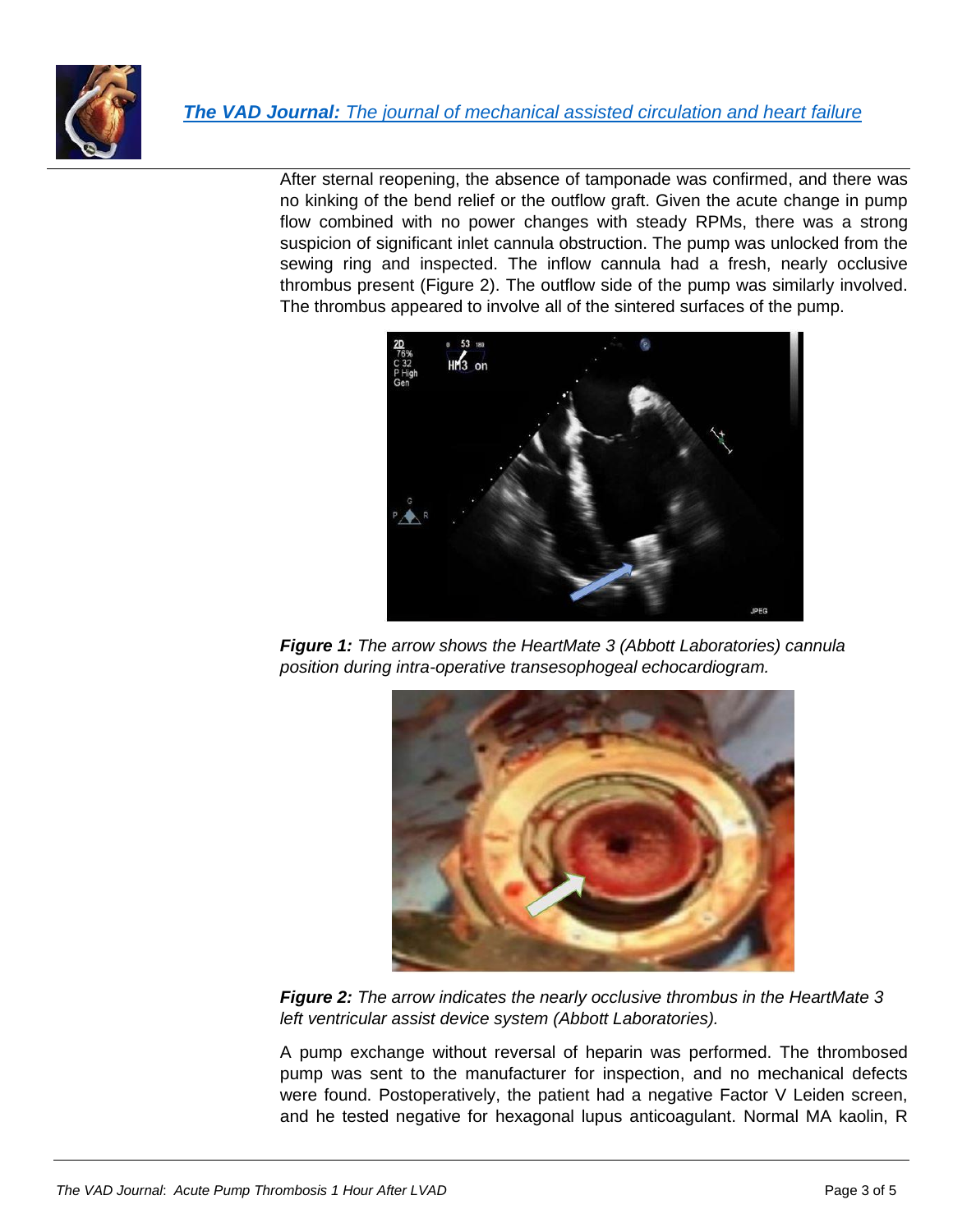After sternal reopening, the absence of tamponade was confirmed, and there was no kinking of the bend relief or the outflow graft. Given the acute change in pump flow combined with no power changes with steady RPMs, there was a strong suspicion of significant inlet cannula obstruction. The pump was unlocked from the sewing ring and inspected. The inflow cannula had a fresh, nearly occlusive thrombus present (Figure 2). The outflow side of the pump was similarly involved. The thrombus appeared to involve all of the sintered surfaces of the pump.

***Figure 1:*** *The arrow shows the HeartMate 3 (Abbott Laboratories) cannula position during intra-operative transesophogeal echocardiogram.*

***Figure 2:*** *The arrow indicates the nearly occlusive thrombus in the HeartMate 3 left ventricular assist device system (Abbott Laboratories).*

A pump exchange without reversal of heparin was performed. The thrombosed pump was sent to the manufacturer for inspection, and no mechanical defects were found. Postoperatively, the patient had a negative Factor V Leiden screen, and he tested negative for hexagonal lupus anticoagulant. Normal MA kaolin, R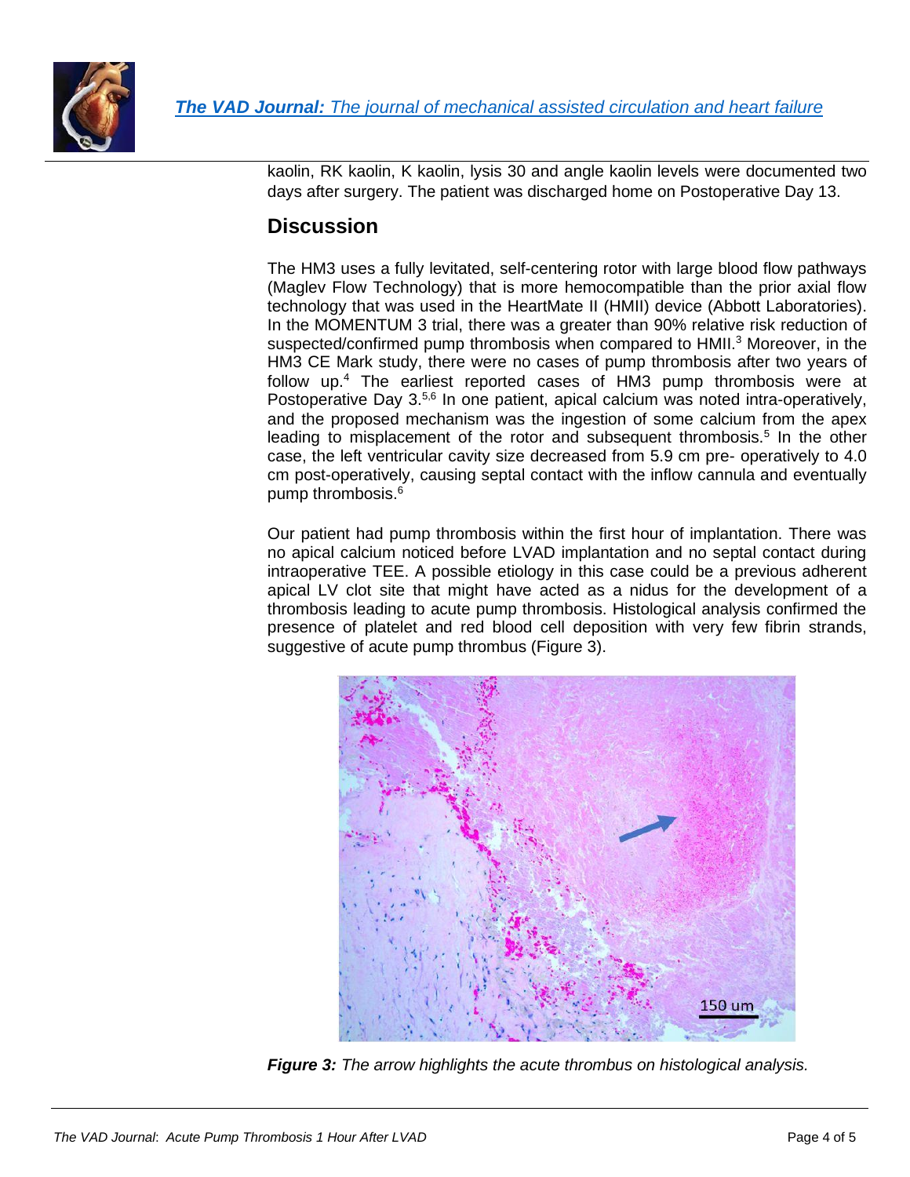kaolin, RK kaolin, K kaolin, lysis 30 and angle kaolin levels were documented two days after surgery. The patient was discharged home on Postoperative Day 13.

## Discussion

The HM3 uses a fully levitated, self-centering rotor with large blood flow pathways (Maglev Flow Technology) that is more hemocompatible than the prior axial flow technology that was used in the HeartMate II (HMII) device (Abbott Laboratories). In the MOMENTUM 3 trial, there was a greater than 90% relative risk reduction of suspected/confirmed pump thrombosis when compared to HMII.[3] Moreover, in the HM3 CE Mark study, there were no cases of pump thrombosis after two years of follow up.[4] The earliest reported cases of HM3 pump thrombosis were at Postoperative Day 3.[5,6] In one patient, apical calcium was noted intra-operatively, and the proposed mechanism was the ingestion of some calcium from the apex leading to misplacement of the rotor and subsequent thrombosis.[5] In the other case, the left ventricular cavity size decreased from 5.9 cm pre- operatively to 4.0 cm post-operatively, causing septal contact with the inflow cannula and eventually pump thrombosis.[6]

Our patient had pump thrombosis within the first hour of implantation. There was no apical calcium noticed before LVAD implantation and no septal contact during intraoperative TEE. A possible etiology in this case could be a previous adherent apical LV clot site that might have acted as a nidus for the development of a thrombosis leading to acute pump thrombosis. Histological analysis confirmed the presence of platelet and red blood cell deposition with very few fibrin strands, suggestive of acute pump thrombus (Figure 3).

***Figure 3:*** *The arrow highlights the acute thrombus on histological analysis.*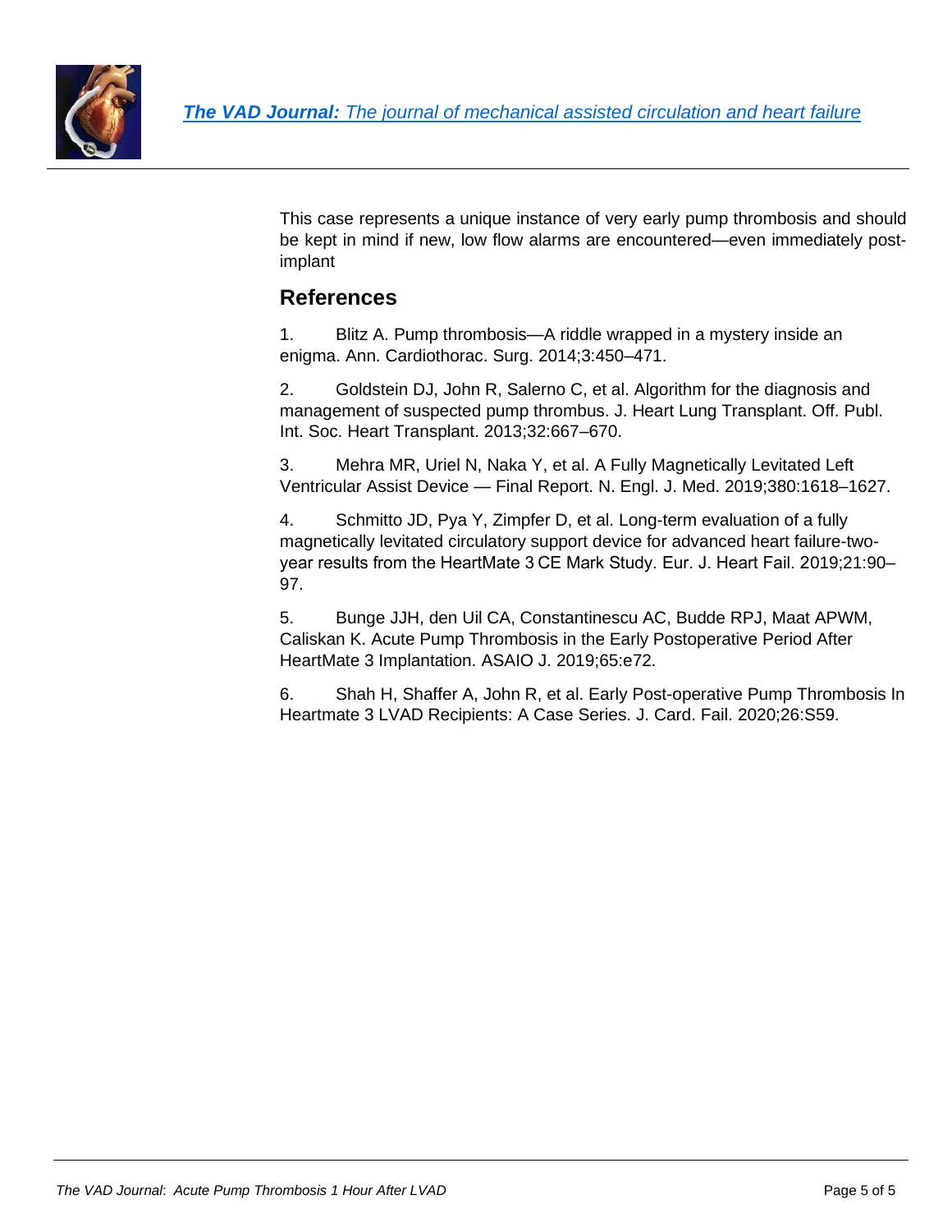This case represents a unique instance of very early pump thrombosis and should be kept in mind if new, low flow alarms are encountered—even immediately post-implant

## References

1. Blitz A. Pump thrombosis—A riddle wrapped in a mystery inside an enigma. Ann. Cardiothorac. Surg. 2014;3:450–471.

2. Goldstein DJ, John R, Salerno C, et al. Algorithm for the diagnosis and management of suspected pump thrombus. J. Heart Lung Transplant. Off. Publ. Int. Soc. Heart Transplant. 2013;32:667–670.

3. Mehra MR, Uriel N, Naka Y, et al. A Fully Magnetically Levitated Left Ventricular Assist Device — Final Report. N. Engl. J. Med. 2019;380:1618–1627.

4. Schmitto JD, Pya Y, Zimpfer D, et al. Long-term evaluation of a fully magnetically levitated circulatory support device for advanced heart failure-two-year results from the HeartMate 3 CE Mark Study. Eur. J. Heart Fail. 2019;21:90–97.

5. Bunge JJH, den Uil CA, Constantinescu AC, Budde RPJ, Maat APWM, Caliskan K. Acute Pump Thrombosis in the Early Postoperative Period After HeartMate 3 Implantation. ASAIO J. 2019;65:e72.

6. Shah H, Shaffer A, John R, et al. Early Post-operative Pump Thrombosis In Heartmate 3 LVAD Recipients: A Case Series. J. Card. Fail. 2020;26:S59.